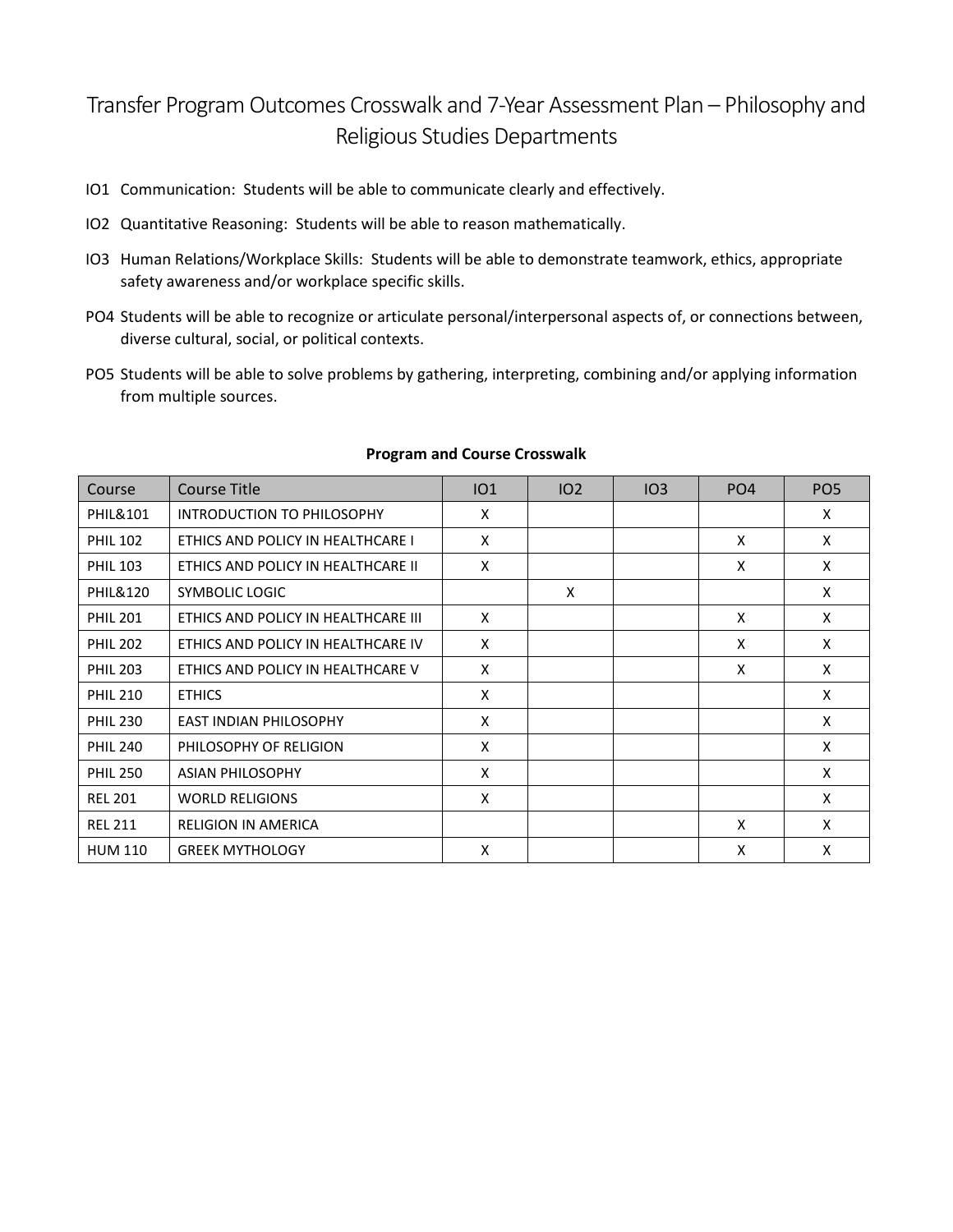# Transfer Program Outcomes Crosswalk and 7-Year Assessment Plan – Philosophy and Religious Studies Departments

- IO1 Communication: Students will be able to communicate clearly and effectively.
- IO2 Quantitative Reasoning: Students will be able to reason mathematically.
- IO3 Human Relations/Workplace Skills: Students will be able to demonstrate teamwork, ethics, appropriate safety awareness and/or workplace specific skills.
- PO4 Students will be able to recognize or articulate personal/interpersonal aspects of, or connections between, diverse cultural, social, or political contexts.
- PO5 Students will be able to solve problems by gathering, interpreting, combining and/or applying information from multiple sources.

**Program and Course Crosswalk**

| Course | Course Title | IO1 | IO2 | IO3 | PO4 | PO5 |
|---|---|---|---|---|---|---|
| PHIL&101 | INTRODUCTION TO PHILOSOPHY | X | | | | X |
| PHIL 102 | ETHICS AND POLICY IN HEALTHCARE I | X | | | X | X |
| PHIL 103 | ETHICS AND POLICY IN HEALTHCARE II | X | | | X | X |
| PHIL&120 | SYMBOLIC LOGIC | | X | | | X |
| PHIL 201 | ETHICS AND POLICY IN HEALTHCARE III | X | | | X | X |
| PHIL 202 | ETHICS AND POLICY IN HEALTHCARE IV | X | | | X | X |
| PHIL 203 | ETHICS AND POLICY IN HEALTHCARE V | X | | | X | X |
| PHIL 210 | ETHICS | X | | | | X |
| PHIL 230 | EAST INDIAN PHILOSOPHY | X | | | | X |
| PHIL 240 | PHILOSOPHY OF RELIGION | X | | | | X |
| PHIL 250 | ASIAN PHILOSOPHY | X | | | | X |
| REL 201 | WORLD RELIGIONS | X | | | | X |
| REL 211 | RELIGION IN AMERICA | | | | X | X |
| HUM 110 | GREEK MYTHOLOGY | X | | | X | X |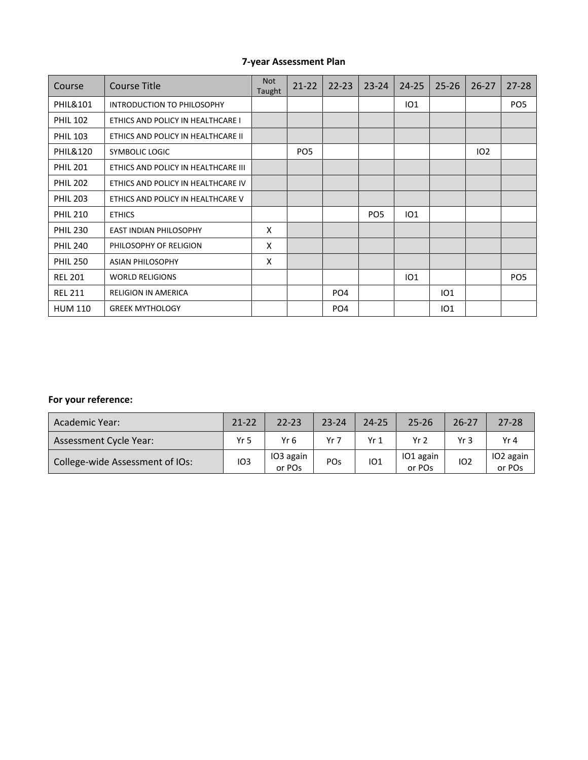**7-year Assessment Plan**

| Course | Course Title | Not Taught | 21-22 | 22-23 | 23-24 | 24-25 | 25-26 | 26-27 | 27-28 |
|---|---|---|---|---|---|---|---|---|---|
| PHIL&101 | INTRODUCTION TO PHILOSOPHY | | | | | IO1 | | | PO5 |
| PHIL 102 | ETHICS AND POLICY IN HEALTHCARE I | | | | | | | | |
| PHIL 103 | ETHICS AND POLICY IN HEALTHCARE II | | | | | | | | |
| PHIL&120 | SYMBOLIC LOGIC | | PO5 | | | | | IO2 | |
| PHIL 201 | ETHICS AND POLICY IN HEALTHCARE III | | | | | | | | |
| PHIL 202 | ETHICS AND POLICY IN HEALTHCARE IV | | | | | | | | |
| PHIL 203 | ETHICS AND POLICY IN HEALTHCARE V | | | | | | | | |
| PHIL 210 | ETHICS | | | | PO5 | IO1 | | | |
| PHIL 230 | EAST INDIAN PHILOSOPHY | X | | | | | | | |
| PHIL 240 | PHILOSOPHY OF RELIGION | X | | | | | | | |
| PHIL 250 | ASIAN PHILOSOPHY | X | | | | | | | |
| REL 201 | WORLD RELIGIONS | | | | | IO1 | | | PO5 |
| REL 211 | RELIGION IN AMERICA | | | PO4 | | | IO1 | | |
| HUM 110 | GREEK MYTHOLOGY | | | PO4 | | | IO1 | | |

**For your reference:**

| Academic Year: | 21-22 | 22-23 | 23-24 | 24-25 | 25-26 | 26-27 | 27-28 |
|---|---|---|---|---|---|---|---|
| Assessment Cycle Year: | Yr 5 | Yr 6 | Yr 7 | Yr 1 | Yr 2 | Yr 3 | Yr 4 |
| College-wide Assessment of IOs: | IO3 | IO3 again or POs | POs | IO1 | IO1 again or POs | IO2 | IO2 again or POs |